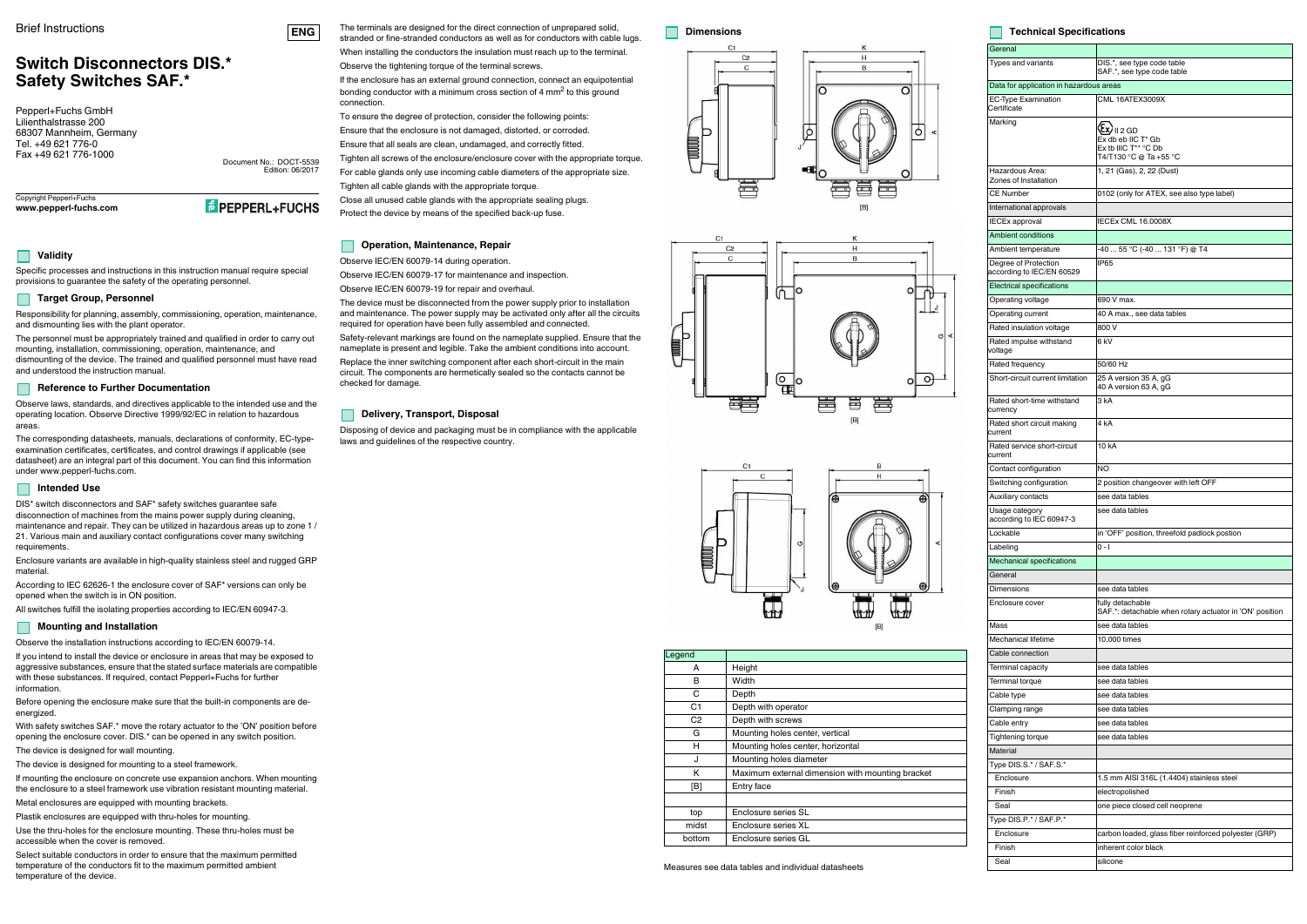Brief Instructions

ENG

# Switch Disconnectors DIS.* Safety Switches SAF.*

Pepperl+Fuchs GmbH
Lilienthalstrasse 200
68307 Mannheim, Germany
Tel. +49 621 776-0
Fax +49 621 776-1000

Document No.: DOCT-5539
Edition: 06/2017

Copyright Pepperl+Fuchs
**www.pepperl-fuchs.com**

PEPPERL+FUCHS

## Validity

Specific processes and instructions in this instruction manual require special provisions to guarantee the safety of the operating personnel.

## Target Group, Personnel

Responsibility for planning, assembly, commissioning, operation, maintenance, and dismounting lies with the plant operator.

The personnel must be appropriately trained and qualified in order to carry out mounting, installation, commissioning, operation, maintenance, and dismounting of the device. The trained and qualified personnel must have read and understood the instruction manual.

## Reference to Further Documentation

Observe laws, standards, and directives applicable to the intended use and the operating location. Observe Directive 1999/92/EC in relation to hazardous areas.

The corresponding datasheets, manuals, declarations of conformity, EC-type-examination certificates, certificates, and control drawings if applicable (see datasheet) are an integral part of this document. You can find this information under www.pepperl-fuchs.com.

## Intended Use

DIS* switch disconnectors and SAF* safety switches guarantee safe disconnection of machines from the mains power supply during cleaning, maintenance and repair. They can be utilized in hazardous areas up to zone 1 / 21. Various main and auxiliary contact configurations cover many switching requirements.

Enclosure variants are available in high-quality stainless steel and rugged GRP material.

According to IEC 62626-1 the enclosure cover of SAF* versions can only be opened when the switch is in ON position.

All switches fulfill the isolating properties according to IEC/EN 60947-3.

## Mounting and Installation

Observe the installation instructions according to IEC/EN 60079-14.

If you intend to install the device or enclosure in areas that may be exposed to aggressive substances, ensure that the stated surface materials are compatible with these substances. If required, contact Pepperl+Fuchs for further information.

Before opening the enclosure make sure that the built-in components are de-energized.

With safety switches SAF.* move the rotary actuator to the 'ON' position before opening the enclosure cover. DIS.* can be opened in any switch position.

The device is designed for wall mounting.

The device is designed for mounting to a steel framework.

If mounting the enclosure on concrete use expansion anchors. When mounting the enclosure to a steel framework use vibration resistant mounting material.

Metal enclosures are equipped with mounting brackets.

Plastik enclosures are equipped with thru-holes for mounting.

Use the thru-holes for the enclosure mounting. These thru-holes must be accessible when the cover is removed.

Select suitable conductors in order to ensure that the maximum permitted temperature of the conductors fit to the maximum permitted ambient temperature of the device.

The terminals are designed for the direct connection of unprepared solid, stranded or fine-stranded conductors as well as for conductors with cable lugs.

When installing the conductors the insulation must reach up to the terminal.

Observe the tightening torque of the terminal screws.

If the enclosure has an external ground connection, connect an equipotential bonding conductor with a minimum cross section of 4 mm$^2$ to this ground connection.

To ensure the degree of protection, consider the following points:

Ensure that the enclosure is not damaged, distorted, or corroded.

Ensure that all seals are clean, undamaged, and correctly fitted.

Tighten all screws of the enclosure/enclosure cover with the appropriate torque.

For cable glands only use incoming cable diameters of the appropriate size.

Tighten all cable glands with the appropriate torque.

Close all unused cable glands with the appropriate sealing plugs.

Protect the device by means of the specified back-up fuse.

## Operation, Maintenance, Repair

Observe IEC/EN 60079-14 during operation.

Observe IEC/EN 60079-17 for maintenance and inspection.

Observe IEC/EN 60079-19 for repair and overhaul.

The device must be disconnected from the power supply prior to installation and maintenance. The power supply may be activated only after all the circuits required for operation have been fully assembled and connected.

Safety-relevant markings are found on the nameplate supplied. Ensure that the nameplate is present and legible. Take the ambient conditions into account.

Replace the inner switching component after each short-circuit in the main circuit. The components are hermetically sealed so the contacts cannot be checked for damage.

## Delivery, Transport, Disposal

Disposing of device and packaging must be in compliance with the applicable laws and guidelines of the respective country.

## Dimensions

| Legend | |
|---|---|
| A | Height |
| B | Width |
| C | Depth |
| C1 | Depth with operator |
| C2 | Depth with screws |
| G | Mounting holes center, vertical |
| H | Mounting holes center, horizontal |
| J | Mounting holes diameter |
| K | Maximum external dimension with mounting bracket |
| [B] | Entry face |
| | |
| top | Enclosure series SL |
| midst | Enclosure series XL |
| bottom | Enclosure series GL |

Measures see data tables and individual datasheets

## Technical Specifications

| Gerenal | |
|---|---|
| Types and variants | DIS.*, see type code table<br>SAF.*, see type code table |
| **Data for application in hazardous areas** | |
| EC-Type Examination Certificate | CML 16ATEX3009X |
| Marking | Ex II 2 GD<br>Ex db eb IIC T* Gb<br>Ex tb IIIC T** °C Db<br>T4/T130 °C @ Ta +55 °C |
| Hazardous Area: Zones of Installation | 1, 21 (Gas), 2, 22 (Dust) |
| CE Number | 0102 (only for ATEX, see also type label) |
| **International approvals** | |
| IECEx approval | IECEx CML 16.0008X |
| **Ambient conditions** | |
| Ambient temperature | -40 ... 55 °C (-40 ... 131 °F) @ T4 |
| Degree of Protection according to IEC/EN 60529 | IP65 |
| **Electrical specifications** | |
| Operating voltage | 690 V max. |
| Operating current | 40 A max., see data tables |
| Rated insulation voltage | 800 V |
| Rated impulse withstand voltage | 6 kV |
| Rated frequency | 50/60 Hz |
| Short-circuit current limitation | 25 A version 35 A, gG<br>40 A version 63 A, gG |
| Rated short-time withstand currency | 3 kA |
| Rated short circuit making current | 4 kA |
| Rated service short-circuit current | 10 kA |
| Contact configuration | NO |
| Switching configuration | 2 position changeover with left OFF |
| Auxiliary contacts | see data tables |
| Usage category according to IEC 60947-3 | see data tables |
| Lockable | in 'OFF' position, threefold padlock postion |
| Labeling | 0 - I |
| **Mechanical specifications** | |
| General | |
| Dimensions | see data tables |
| Enclosure cover | fully detachable<br>SAF.*: detachable when rotary actuator in 'ON' position |
| Mass | see data tables |
| Mechanical lifetime | 10,000 times |
| Cable connection | |
| Terminal capacity | see data tables |
| Terminal torque | see data tables |
| Cable type | see data tables |
| Clamping range | see data tables |
| Cable entry | see data tables |
| Tightening torque | see data tables |
| Material | |
| Type DIS.S.* / SAF.S.* | |
| Enclosure | 1.5 mm AISI 316L (1.4404) stainless steel |
| Finish | electropolished |
| Seal | one piece closed cell neoprene |
| Type DIS.P.* / SAF.P.* | |
| Enclosure | carbon loaded, glass fiber reinforced polyester (GRP) |
| Finish | inherent color black |
| Seal | silicone |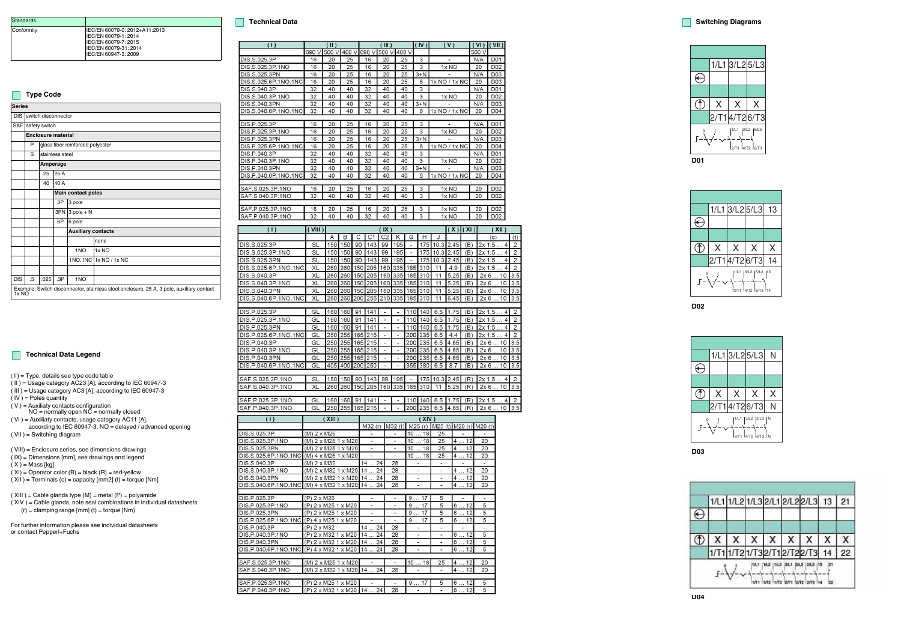| Standards | |
|---|---|
| Conformity | IEC/EN 60079-0: 2012+A11:2013<br>IEC/EN 60079-1: 2014<br>IEC/EN 60079-7: 2015<br>IEC/EN 60079-31: 2014<br>IEC/EN 60947-3: 2009 |

## Type Code

| Series | | | | | |
|---|---|---|---|---|---|
| DIS | switch disconnector | | | | |
| SAF | safety switch | | | | |
| | Enclosure material | | | | |
| | P | glass fiber reinforced polyester | | | |
| | S | stainless steel | | | |
| | | Amperage | | | |
| | | 25 | 25 A | | |
| | | 40 | 40 A | | |
| | | | Main contact poles | | |
| | | | 3P | 3 pole | |
| | | | 3PN | 3 pole + N | |
| | | | 6P | 6 pole | |
| | | | | Auxiliary contacts | |
| | | | | | none |
| | | | | 1NO | 1x NO |
| | | | | 1NO.1NC | 1x NO / 1x NC |
| DIS | .S | .025 | .3P | 1NO | |

Example: Switch disconnector, stainless steel enclosure, 25 A, 3 pole, auxiliary contact 1x NO

## Technical Data Legend

( I ) = Type, details see type code table
( II ) = Usage category AC23 [A], according to IEC 60947-3
( III ) = Usage category AC3 [A], according to IEC 60947-3
( IV ) = Poles quantity
( V ) = Auxiliary contacts configuration
NO = normally open NC = normally closed
( VI ) = Auxiliary contacts, usage category AC11 [A],
according to IEC 60947-3, NO = delayed / advanced opening
( VII ) = Switching diagram

( VIII) = Enclosure series, see dimensions drawings
( IX) = Dimensions [mm], see drawings and legend
( X ) = Mass [kg]
( XI) = Operator color (B) = black (R) = red-yellow
( XII ) = Terminals (c) = capacity [mm2] (t) = torque [Nm]

( XIII ) = Cable glands type (M) = metal (P) = polyamide
( XIV ) = Cable glands, note seal combinations in individual datasheets
(r) = clamping range [mm] (t) = torque [Nm]

For further information please see individual datasheets or contact Pepperl+Fuchs

## Technical Data

| ( I ) | ( II ) | | | ( III ) | | | ( IV ) | ( V ) | ( VI ) | ( VII ) |
|---|---|---|---|---|---|---|---|---|---|---|
| | 690 V | 500 V | 400 V | 690 V | 500 V | 400 V | | | 500 V | |
| DIS.S.025.3P | 16 | 20 | 25 | 16 | 20 | 25 | 3 | - | N/A | D01 |
| DIS.S.025.3P.1NO | 16 | 20 | 25 | 16 | 20 | 25 | 3 | 1x NO | 20 | D02 |
| DIS.S.025.3PN | 16 | 20 | 25 | 16 | 20 | 25 | 3+N | - | N/A | D03 |
| DIS.S.025.6P.1NO.1NC | 16 | 20 | 25 | 16 | 20 | 25 | 6 | 1x NO / 1x NC | 20 | D03 |
| DIS.S.040.3P | 32 | 40 | 40 | 32 | 40 | 40 | 3 | - | N/A | D01 |
| DIS.S.040.3P.1NO | 32 | 40 | 40 | 32 | 40 | 40 | 3 | 1x NO | 20 | D02 |
| DIS.S.040.3PN | 32 | 40 | 40 | 32 | 40 | 40 | 3+N | - | N/A | D03 |
| DIS.S.040.6P.1NO.1NC | 32 | 40 | 40 | 32 | 40 | 40 | 6 | 1x NO / 1x NC | 20 | D04 |
| DIS.P.025.3P | 16 | 20 | 25 | 16 | 20 | 25 | 3 | - | N/A | D01 |
| DIS.P.025.3P.1NO | 16 | 20 | 25 | 16 | 20 | 25 | 3 | 1x NO | 20 | D02 |
| DIS.P.025.3PN | 16 | 20 | 25 | 16 | 20 | 25 | 3+N | - | N/A | D03 |
| DIS.P.025.6P.1NO.1NC | 16 | 20 | 25 | 16 | 20 | 25 | 6 | 1x NO / 1x NC | 20 | D04 |
| DIS.P.040.3P | 32 | 40 | 40 | 32 | 40 | 40 | 3 | - | N/A | D01 |
| DIS.P.040.3P.1NO | 32 | 40 | 40 | 32 | 40 | 40 | 3 | 1x NO | 20 | D02 |
| DIS.P.040.3PN | 32 | 40 | 40 | 32 | 40 | 40 | 3+N | - | N/A | D03 |
| DIS.P.040.6P.1NO.1NC | 32 | 40 | 40 | 32 | 40 | 40 | 6 | 1x NO / 1x NC | 20 | D04 |
| SAF.S.025.3P.1NO | 16 | 20 | 25 | 16 | 20 | 25 | 3 | 1x NO | 20 | D02 |
| SAF.S.040.3P.1NO | 32 | 40 | 40 | 32 | 40 | 40 | 3 | 1x NO | 20 | D02 |
| SAF.P.025.3P.1NO | 16 | 20 | 25 | 16 | 20 | 25 | 3 | 1x NO | 20 | D02 |
| SAF.P.040.3P.1NO | 32 | 40 | 40 | 32 | 40 | 40 | 3 | 1x NO | 20 | D02 |

| ( I ) | ( VIII ) | ( IX ) | | | | | | | | | ( X ) | ( XI ) | ( XII ) | |
|---|---|---|---|---|---|---|---|---|---|---|---|---|---|---|
| | | A | B | C | C1 | C2 | K | G | H | J | | | (c) | (t) |
| DIS.S.025.3P | SL | 150 | 150 | 90 | 143 | 99 | 195 | - | 175 | 10.3 | 2.45 | (B) | 2x 1.5 ... 4 | 2 |
| DIS.S.025.3P.1NO | SL | 150 | 150 | 90 | 143 | 99 | 195 | - | 175 | 10.3 | 2.45 | (B) | 2x 1.5 ... 4 | 2 |
| DIS.S.025.3PN | SL | 150 | 150 | 90 | 143 | 99 | 195 | - | 175 | 10.3 | 2.45 | (B) | 2x 1.5 ... 4 | 2 |
| DIS.S.025.6P.1NO.1NC | XL | 260 | 260 | 150 | 205 | 160 | 335 | 185 | 310 | 11 | 4.9 | (B) | 2x 1.5 ... 4 | 2 |
| DIS.S.040.3P | XL | 260 | 260 | 150 | 205 | 160 | 335 | 185 | 310 | 11 | 5.25 | (B) | 2x 6 ... 10 | 3.5 |
| DIS.S.040.3P.1NO | XL | 260 | 260 | 150 | 205 | 160 | 335 | 185 | 310 | 11 | 5.25 | (B) | 2x 6 ... 10 | 3.5 |
| DIS.S.040.3PN | XL | 260 | 260 | 150 | 205 | 160 | 335 | 185 | 310 | 11 | 5.25 | (B) | 2x 6 ... 10 | 3.5 |
| DIS.S.040.6P.1NO.1NC | XL | 260 | 260 | 200 | 255 | 210 | 335 | 185 | 310 | 11 | 6.45 | (B) | 2x 6 ... 10 | 3.5 |
| DIS.P.025.3P | GL | 160 | 160 | 91 | 141 | - | - | 110 | 140 | 6.5 | 1.75 | (B) | 2x 1.5 ... 4 | 2 |
| DIS.P.025.3P.1NO | GL | 160 | 160 | 91 | 141 | - | - | 110 | 140 | 6.5 | 1.75 | (B) | 2x 1.5 ... 4 | 2 |
| DIS.P.025.3PN | GL | 160 | 160 | 91 | 141 | - | - | 110 | 140 | 6.5 | 1.75 | (B) | 2x 1.5 ... 4 | 2 |
| DIS.P.025.6P.1NO.1NC | GL | 250 | 255 | 165 | 215 | - | - | 200 | 235 | 6.5 | 4.4 | (B) | 2x 1.5 ... 4 | 2 |
| DIS.P.040.3P | GL | 250 | 255 | 165 | 215 | - | - | 200 | 235 | 6.5 | 4.65 | (B) | 2x 6 ... 10 | 3.5 |
| DIS.P.040.3P.1NO | GL | 250 | 255 | 165 | 215 | - | - | 200 | 235 | 6.5 | 4.65 | (B) | 2x 6 ... 10 | 3.5 |
| DIS.P.040.3PN | GL | 250 | 255 | 165 | 215 | - | - | 200 | 235 | 6.5 | 4.65 | (B) | 2x 6 ... 10 | 3.5 |
| DIS.P.040.6P.1NO.1NC | GL | 405 | 400 | 200 | 250 | - | - | 355 | 380 | 6.5 | 8.7 | (B) | 2x 6 ... 10 | 3.5 |
| SAF.S.025.3P.1NO | SL | 150 | 150 | 90 | 143 | 99 | 195 | - | 175 | 10.3 | 2.45 | (R) | 2x 1.5 ... 4 | 2 |
| SAF.S.040.3P.1NO | XL | 260 | 260 | 150 | 205 | 160 | 335 | 185 | 310 | 11 | 5.25 | (R) | 2x 6 ... 10 | 3.5 |
| SAF.P.025.3P.1NO | GL | 160 | 160 | 91 | 141 | - | - | 110 | 140 | 6.5 | 1.75 | (R) | 2x 1.5 ... 4 | 2 |
| SAF.P.040.3P.1NO | GL | 250 | 255 | 165 | 215 | - | - | 200 | 235 | 6.5 | 4.65 | (R) | 2x 6 ... 10 | 3.5 |

| ( I ) | ( XIII ) | ( XIV ) | | | | | |
|---|---|---|---|---|---|---|---|
| | | M32 (r) | M32 (t) | M25 (r) | M25 (t) | M20 (r) | M20 (t) |
| DIS.S.025.3P | (M) 2 x M25 | - | - | 10 ... 18 | 25 | - | - |
| DIS.S.025.3P.1NO | (M) 2 x M25 1 x M20 | - | - | 10 ... 18 | 25 | 4 ... 12 | 20 |
| DIS.S.025.3PN | (M) 2 x M25 1 x M20 | - | - | 10 ... 18 | 25 | 4 ... 12 | 20 |
| DIS.S.025.6P.1NO.1NC | (M) 4 x M25 1 x M20 | - | - | 10 ... 18 | 25 | 4 ... 12 | 20 |
| DIS.S.040.3P | (M) 2 x M32 | 14 ... 24 | 28 | - | - | - | - |
| DIS.S.040.3P.1NO | (M) 2 x M32 1 x M20 | 14 ... 24 | 28 | - | - | 4 ... 12 | 20 |
| DIS.S.040.3PN | (M) 2 x M32 1 x M20 | 14 ... 24 | 28 | - | - | 4 ... 12 | 20 |
| DIS.S.040.6P.1NO.1NC | (M) 4 x M32 1 x M20 | 14 ... 24 | 28 | - | - | 4 ... 12 | 20 |
| DIS.P.025.3P | (P) 2 x M25 | - | - | 9 ... 17 | 5 | - | - |
| DIS.P.025.3P.1NO | (P) 2 x M25 1 x M20 | - | - | 9 ... 17 | 5 | 6 ... 12 | 5 |
| DIS.P.025.3PN | (P) 2 x M25 1 x M20 | - | - | 9 ... 17 | 5 | 6 ... 12 | 5 |
| DIS.P.025.6P.1NO.1NC | (P) 4 x M25 1 x M20 | - | - | 9 ... 17 | 5 | 6 ... 12 | 5 |
| DIS.P.040.3P | (P) 2 x M32 | 14 ... 24 | 28 | - | - | - | - |
| DIS.P.040.3P.1NO | (P) 2 x M32 1 x M20 | 14 ... 24 | 28 | - | - | 6 ... 12 | 5 |
| DIS.P.040.3PN | (P) 2 x M32 1 x M20 | 14 ... 24 | 28 | - | - | 6 ... 12 | 5 |
| DIS.P.040.6P.1NO.1NC | (P) 4 x M32 1 x M20 | 14 ... 24 | 28 | - | - | 6 ... 12 | 5 |
| SAF.S.025.3P.1NO | (M) 2 x M25 1 x M20 | - | - | 10 ... 18 | 25 | 4 ... 12 | 20 |
| SAF.S.040.3P.1NO | (M) 2 x M32 1 x M20 | 14 ... 24 | 28 | - | - | 4 ... 12 | 20 |
| SAF.P.025.3P.1NO | (P) 2 x M25 1 x M20 | - | - | 9 ... 17 | 5 | 6 ... 12 | 5 |
| SAF.P.040.3P.1NO | (P) 2 x M32 1 x M20 | 14 ... 24 | 28 | - | - | 6 ... 12 | 5 |

## Switching Diagrams

| | 1/L1 | 3/L2 | 5/L3 |
|---|---|---|---|
| ⊖ | | | |
| ⏀ | X | X | X |
| | 2/T1 | 4/T2 | 6/T3 |

D01

| | 1/L1 | 3/L2 | 5/L3 | 13 |
|---|---|---|---|---|
| ⊖ | | | | |
| ⏀ | X | X | X | X |
| | 2/T1 | 4/T2 | 6/T3 | 14 |

D02

| | 1/L1 | 3/L2 | 5/L3 | N |
|---|---|---|---|---|
| ⊖ | | | | |
| ⏀ | X | X | X | X |
| | 2/T1 | 4/T2 | 6/T3 | N |

D03

| | 1/L1 | 1/L2 | 1/L3 | 2/L1 | 2/L2 | 2/L3 | 13 | 21 |
|---|---|---|---|---|---|---|---|---|
| ⊖ | | | | | | | | |
| ⏀ | X | X | X | X | X | X | X | X |
| | 1/T1 | 1/T2 | 1/T3 | 2/T1 | 2/T2 | 2/T3 | 14 | 22 |

D04